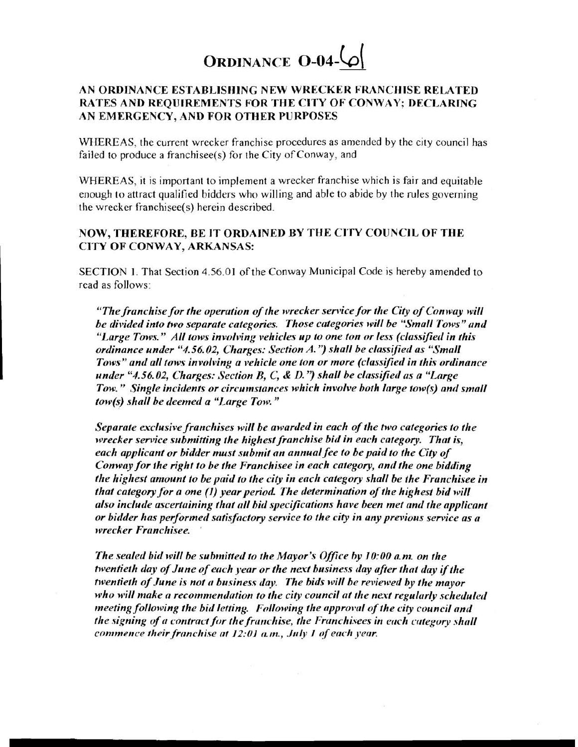# ORDINANCE O-04-61

## AN ORDINANCE ESTABLISHING NEW WRECKER FRANCHISE RELATED RATES AND REQUIREMENTS FOR THE CITY OF CONWAY; DECLARING AN EMERGENCY, AND FOR OTHER PURPOSES

WHEREAS, the current wrecker franchise procedures as amended by the city council has failed to produce a franchisee(s) for the City of Conway, and

WHEREAS, it is important to implement a wrecker franchise which is fair and equitable enough to attract qualified bidders who willing and able to abide by the rules governing the wrecker franchisee(s) herein described.

**NOW, THEREFORE, BE IT ORDAINED BY THE CITY COUNCIL OF THE CITY OF CONWAY, ARKANSAS:**

SECTION 1. That Section 4.56.01 of the Conway Municipal Code is hereby amended to read as follows:

> *"The franchise for the operation of the wrecker service for the City of Conway will be divided into two separate categories. Those categories will be "Small Tows" and "Large Tows." All tows involving vehicles up to one ton or less (classified in this ordinance under "4.56.02, Charges: Section A.") shall be classified as "Small Tows" and all tows involving a vehicle one ton or more (classified in this ordinance under "4.56.02, Charges: Section B, C, & D.") shall be classified as a "Large Tow." Single incidents or circumstances which involve both large tow(s) and small tow(s) shall be deemed a "Large Tow."*
>
> *Separate exclusive franchises will be awarded in each of the two categories to the wrecker service submitting the highest franchise bid in each category. That is, each applicant or bidder must submit an annual fee to be paid to the City of Conway for the right to be the Franchisee in each category, and the one bidding the highest amount to be paid to the city in each category shall be the Franchisee in that category for a one (1) year period. The determination of the highest bid will also include ascertaining that all bid specifications have been met and the applicant or bidder has performed satisfactory service to the city in any previous service as a wrecker Franchisee.*
>
> *The sealed bid will be submitted to the Mayor's Office by 10:00 a.m. on the twentieth day of June of each year or the next business day after that day if the twentieth of June is not a business day. The bids will be reviewed by the mayor who will make a recommendation to the city council at the next regularly scheduled meeting following the bid letting. Following the approval of the city council and the signing of a contract for the franchise, the Franchisees in each category shall commence their franchise at 12:01 a.m., July 1 of each year.*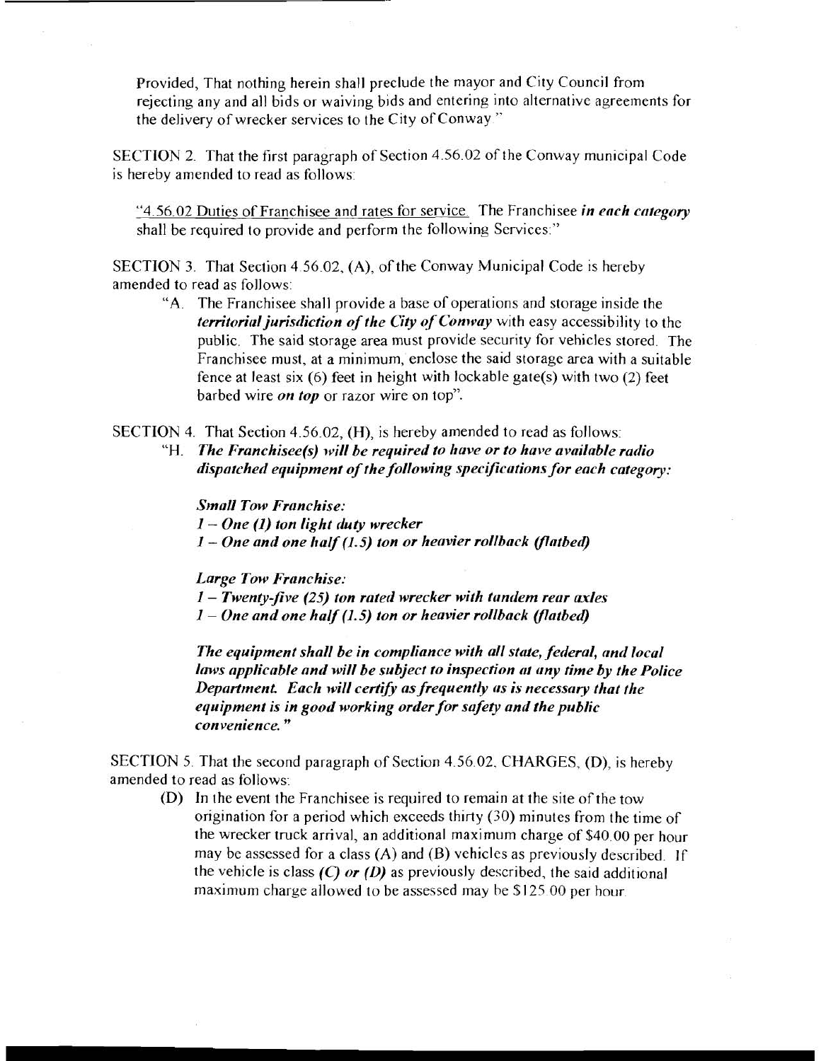Provided, That nothing herein shall preclude the mayor and City Council from rejecting any and all bids or waiving bids and entering into alternative agreements for the delivery of wrecker services to the City of Conway."

SECTION 2. That the first paragraph of Section 4.56.02 of the Conway municipal Code is hereby amended to read as follows:

"4.56.02 Duties of Franchisee and rates for service. The Franchisee ***in each category*** shall be required to provide and perform the following Services:"

SECTION 3. That Section 4.56.02, (A), of the Conway Municipal Code is hereby amended to read as follows:

> "A. The Franchisee shall provide a base of operations and storage inside the ***territorial jurisdiction of the City of Conway*** with easy accessibility to the public. The said storage area must provide security for vehicles stored. The Franchisee must, at a minimum, enclose the said storage area with a suitable fence at least six (6) feet in height with lockable gate(s) with two (2) feet barbed wire ***on top*** or razor wire on top".

SECTION 4. That Section 4.56.02, (H), is hereby amended to read as follows:

> "H. ***The Franchisee(s) will be required to have or to have available radio dispatched equipment of the following specifications for each category:***
>
> ***Small Tow Franchise:***
> ***1 – One (1) ton light duty wrecker***
> ***1 – One and one half (1.5) ton or heavier rollback (flatbed)***
>
> ***Large Tow Franchise:***
> ***1 – Twenty-five (25) ton rated wrecker with tandem rear axles***
> ***1 – One and one half (1.5) ton or heavier rollback (flatbed)***
>
> ***The equipment shall be in compliance with all state, federal, and local laws applicable and will be subject to inspection at any time by the Police Department. Each will certify as frequently as is necessary that the equipment is in good working order for safety and the public convenience."***

SECTION 5. That the second paragraph of Section 4.56.02, CHARGES, (D), is hereby amended to read as follows:

> (D) In the event the Franchisee is required to remain at the site of the tow origination for a period which exceeds thirty (30) minutes from the time of the wrecker truck arrival, an additional maximum charge of $40.00 per hour may be assessed for a class (A) and (B) vehicles as previously described. If the vehicle is class ***(C) or (D)*** as previously described, the said additional maximum charge allowed to be assessed may be $125.00 per hour.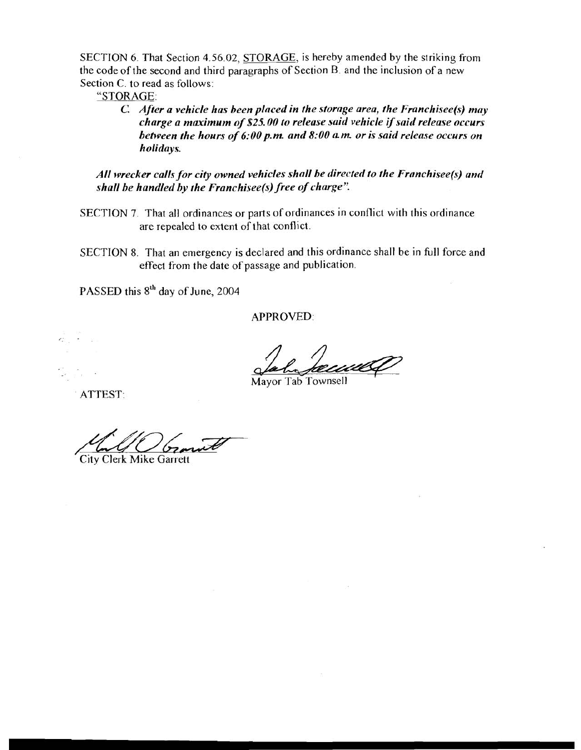SECTION 6. That Section 4.56.02, STORAGE, is hereby amended by the striking from the code of the second and third paragraphs of Section B. and the inclusion of a new Section C. to read as follows:

"STORAGE:

> ***C. After a vehicle has been placed in the storage area, the Franchisee(s) may charge a maximum of $25.00 to release said vehicle if said release occurs between the hours of 6:00 p.m. and 8:00 a.m. or is said release occurs on holidays.***

***All wrecker calls for city owned vehicles shall be directed to the Franchisee(s) and shall be handled by the Franchisee(s) free of charge".***

SECTION 7. That all ordinances or parts of ordinances in conflict with this ordinance are repealed to extent of that conflict.

SECTION 8. That an emergency is declared and this ordinance shall be in full force and effect from the date of passage and publication.

PASSED this 8th day of June, 2004

APPROVED:

Mayor Tab Townsell

ATTEST:

City Clerk Mike Garrett